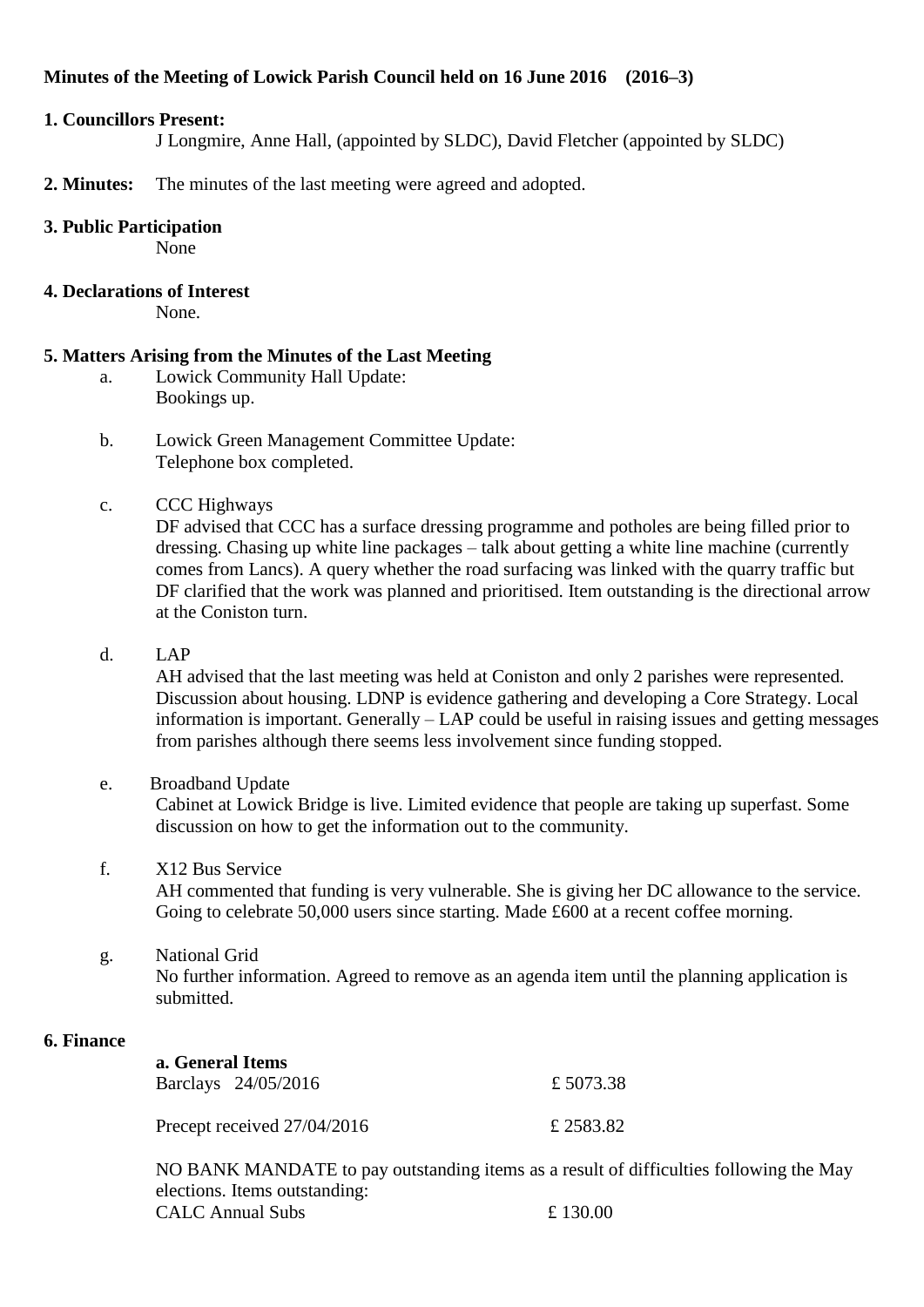**Minutes of the Meeting of Lowick Parish Council held on 16 June 2016 (2016–3)**

**1. Councillors Present:**

J Longmire, Anne Hall, (appointed by SLDC), David Fletcher (appointed by SLDC)

**2. Minutes:** The minutes of the last meeting were agreed and adopted.

**3. Public Participation**

None

**4. Declarations of Interest**

None.

**5. Matters Arising from the Minutes of the Last Meeting**

a. Lowick Community Hall Update:
Bookings up.

b. Lowick Green Management Committee Update:
Telephone box completed.

c. CCC Highways
DF advised that CCC has a surface dressing programme and potholes are being filled prior to dressing. Chasing up white line packages – talk about getting a white line machine (currently comes from Lancs). A query whether the road surfacing was linked with the quarry traffic but DF clarified that the work was planned and prioritised. Item outstanding is the directional arrow at the Coniston turn.

d. LAP
AH advised that the last meeting was held at Coniston and only 2 parishes were represented. Discussion about housing. LDNP is evidence gathering and developing a Core Strategy. Local information is important. Generally – LAP could be useful in raising issues and getting messages from parishes although there seems less involvement since funding stopped.

e. Broadband Update
Cabinet at Lowick Bridge is live. Limited evidence that people are taking up superfast. Some discussion on how to get the information out to the community.

f. X12 Bus Service
AH commented that funding is very vulnerable. She is giving her DC allowance to the service. Going to celebrate 50,000 users since starting. Made £600 at a recent coffee morning.

g. National Grid
No further information. Agreed to remove as an agenda item until the planning application is submitted.

**6. Finance**

**a. General Items**

| | |
|---|---|
| Barclays 24/05/2016 | £ 5073.38 |
| Precept received 27/04/2016 | £ 2583.82 |

NO BANK MANDATE to pay outstanding items as a result of difficulties following the May elections. Items outstanding:

| | |
|---|---|
| CALC Annual Subs | £ 130.00 |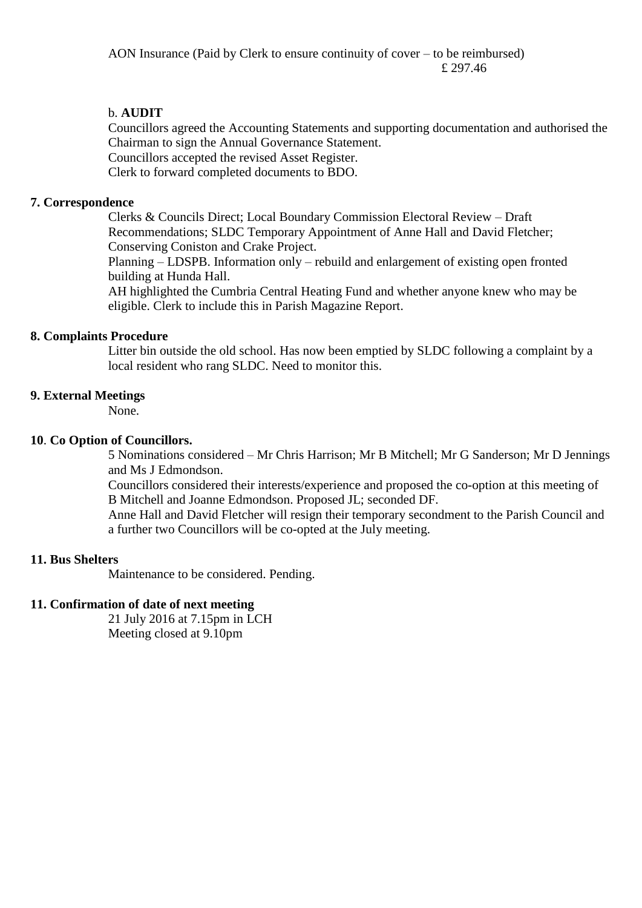AON Insurance (Paid by Clerk to ensure continuity of cover – to be reimbursed)
£ 297.46

b. **AUDIT**

Councillors agreed the Accounting Statements and supporting documentation and authorised the Chairman to sign the Annual Governance Statement.
Councillors accepted the revised Asset Register.
Clerk to forward completed documents to BDO.

**7. Correspondence**

Clerks & Councils Direct; Local Boundary Commission Electoral Review – Draft Recommendations; SLDC Temporary Appointment of Anne Hall and David Fletcher; Conserving Coniston and Crake Project.
Planning – LDSPB. Information only – rebuild and enlargement of existing open fronted building at Hunda Hall.
AH highlighted the Cumbria Central Heating Fund and whether anyone knew who may be eligible. Clerk to include this in Parish Magazine Report.

**8. Complaints Procedure**

Litter bin outside the old school. Has now been emptied by SLDC following a complaint by a local resident who rang SLDC. Need to monitor this.

**9. External Meetings**

None.

**10**. **Co Option of Councillors.**

5 Nominations considered – Mr Chris Harrison; Mr B Mitchell; Mr G Sanderson; Mr D Jennings and Ms J Edmondson.
Councillors considered their interests/experience and proposed the co-option at this meeting of B Mitchell and Joanne Edmondson. Proposed JL; seconded DF.
Anne Hall and David Fletcher will resign their temporary secondment to the Parish Council and a further two Councillors will be co-opted at the July meeting.

**11. Bus Shelters**

Maintenance to be considered. Pending.

**11. Confirmation of date of next meeting**

21 July 2016 at 7.15pm in LCH
Meeting closed at 9.10pm